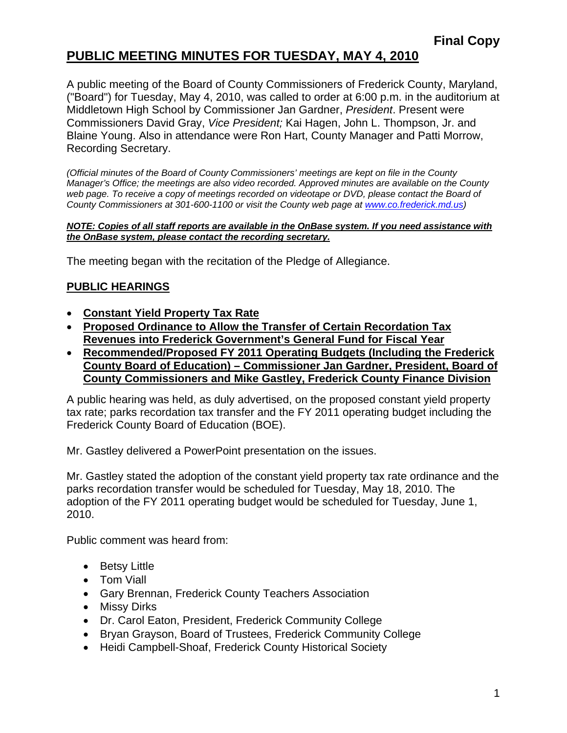**Final Copy**

# PUBLIC MEETING MINUTES FOR TUESDAY, MAY 4, 2010

A public meeting of the Board of County Commissioners of Frederick County, Maryland, ("Board") for Tuesday, May 4, 2010, was called to order at 6:00 p.m. in the auditorium at Middletown High School by Commissioner Jan Gardner, *President*. Present were Commissioners David Gray, *Vice President;* Kai Hagen, John L. Thompson, Jr. and Blaine Young. Also in attendance were Ron Hart, County Manager and Patti Morrow, Recording Secretary.

*(Official minutes of the Board of County Commissioners' meetings are kept on file in the County Manager's Office; the meetings are also video recorded. Approved minutes are available on the County web page. To receive a copy of meetings recorded on videotape or DVD, please contact the Board of County Commissioners at 301-600-1100 or visit the County web page at www.co.frederick.md.us)*

***NOTE: Copies of all staff reports are available in the OnBase system. If you need assistance with the OnBase system, please contact the recording secretary.***

The meeting began with the recitation of the Pledge of Allegiance.

## PUBLIC HEARINGS

- **Constant Yield Property Tax Rate**
- **Proposed Ordinance to Allow the Transfer of Certain Recordation Tax Revenues into Frederick Government's General Fund for Fiscal Year**
- **Recommended/Proposed FY 2011 Operating Budgets (Including the Frederick County Board of Education) – Commissioner Jan Gardner, President, Board of County Commissioners and Mike Gastley, Frederick County Finance Division**

A public hearing was held, as duly advertised, on the proposed constant yield property tax rate; parks recordation tax transfer and the FY 2011 operating budget including the Frederick County Board of Education (BOE).

Mr. Gastley delivered a PowerPoint presentation on the issues.

Mr. Gastley stated the adoption of the constant yield property tax rate ordinance and the parks recordation transfer would be scheduled for Tuesday, May 18, 2010. The adoption of the FY 2011 operating budget would be scheduled for Tuesday, June 1, 2010.

Public comment was heard from:

- Betsy Little
- Tom Viall
- Gary Brennan, Frederick County Teachers Association
- Missy Dirks
- Dr. Carol Eaton, President, Frederick Community College
- Bryan Grayson, Board of Trustees, Frederick Community College
- Heidi Campbell-Shoaf, Frederick County Historical Society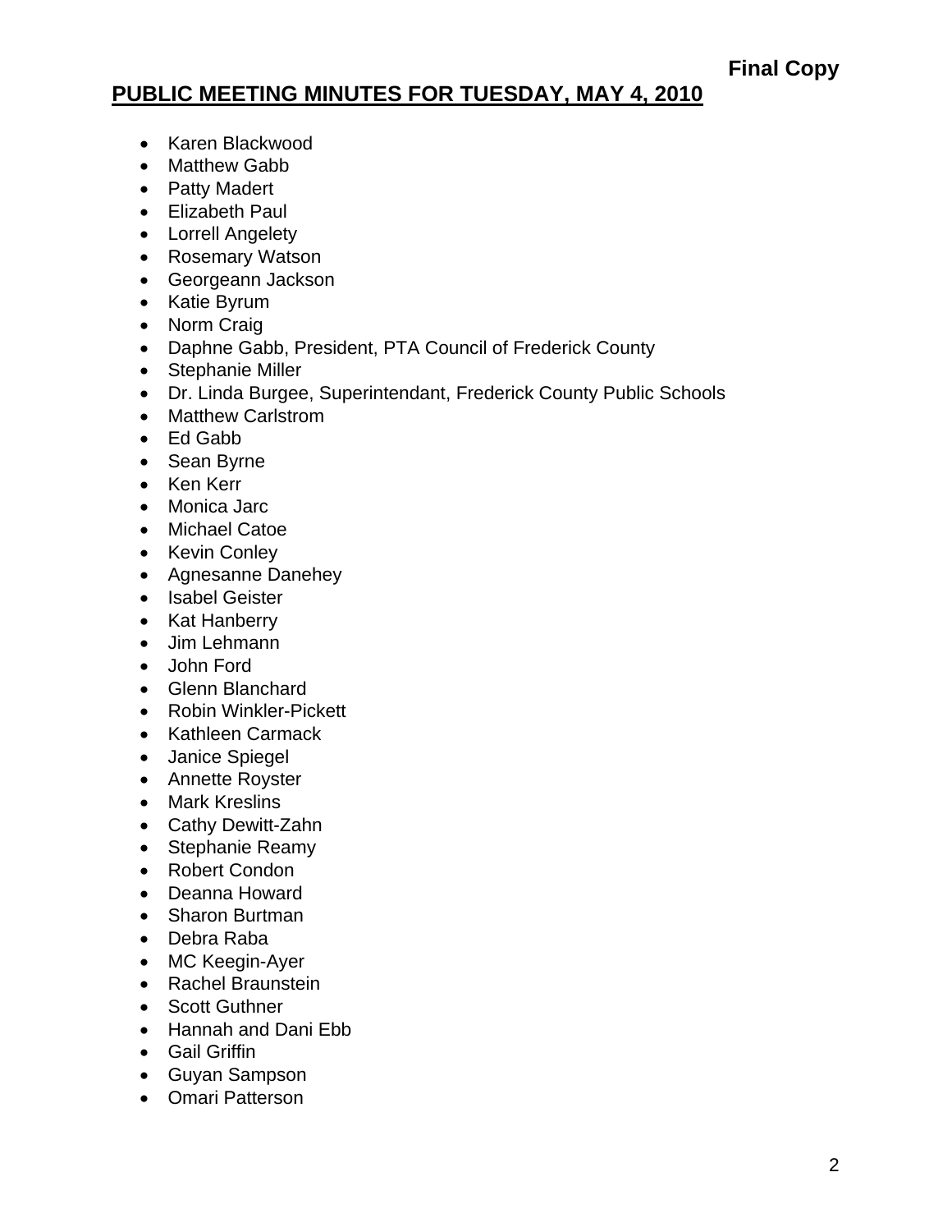**Final Copy**

## PUBLIC MEETING MINUTES FOR TUESDAY, MAY 4, 2010

- Karen Blackwood
- Matthew Gabb
- Patty Madert
- Elizabeth Paul
- Lorrell Angelety
- Rosemary Watson
- Georgeann Jackson
- Katie Byrum
- Norm Craig
- Daphne Gabb, President, PTA Council of Frederick County
- Stephanie Miller
- Dr. Linda Burgee, Superintendant, Frederick County Public Schools
- Matthew Carlstrom
- Ed Gabb
- Sean Byrne
- Ken Kerr
- Monica Jarc
- Michael Catoe
- Kevin Conley
- Agnesanne Danehey
- Isabel Geister
- Kat Hanberry
- Jim Lehmann
- John Ford
- Glenn Blanchard
- Robin Winkler-Pickett
- Kathleen Carmack
- Janice Spiegel
- Annette Royster
- Mark Kreslins
- Cathy Dewitt-Zahn
- Stephanie Reamy
- Robert Condon
- Deanna Howard
- Sharon Burtman
- Debra Raba
- MC Keegin-Ayer
- Rachel Braunstein
- Scott Guthner
- Hannah and Dani Ebb
- Gail Griffin
- Guyan Sampson
- Omari Patterson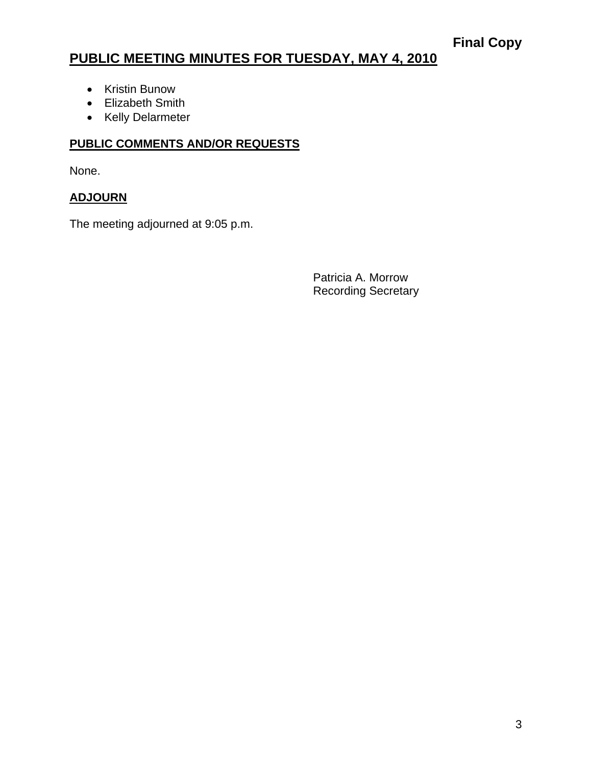**Final Copy**

# PUBLIC MEETING MINUTES FOR TUESDAY, MAY 4, 2010

- Kristin Bunow
- Elizabeth Smith
- Kelly Delarmeter

## PUBLIC COMMENTS AND/OR REQUESTS

None.

## ADJOURN

The meeting adjourned at 9:05 p.m.

Patricia A. Morrow
Recording Secretary